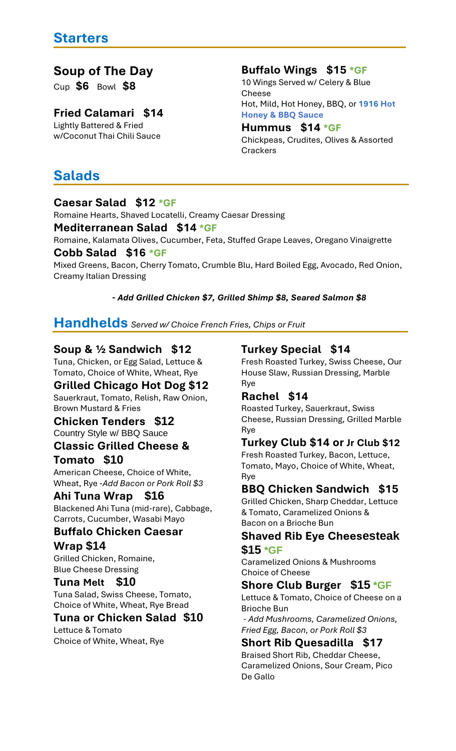## Starters

### Soup of The Day
Cup **$6** Bowl **$8**

### Fried Calamari $14
Lightly Battered & Fried w/Coconut Thai Chili Sauce

### Buffalo Wings $15 *GF
10 Wings Served w/ Celery & Blue Cheese
Hot, Mild, Hot Honey, BBQ, or **1916 Hot Honey & BBQ Sauce**

### Hummus $14 *GF
Chickpeas, Crudites, Olives & Assorted Crackers

## Salads

### Caesar Salad $12 *GF
Romaine Hearts, Shaved Locatelli, Creamy Caesar Dressing

### Mediterranean Salad $14 *GF
Romaine, Kalamata Olives, Cucumber, Feta, Stuffed Grape Leaves, Oregano Vinaigrette

### Cobb Salad $16 *GF
Mixed Greens, Bacon, Cherry Tomato, Crumble Blu, Hard Boiled Egg, Avocado, Red Onion, Creamy Italian Dressing

***- Add Grilled Chicken $7, Grilled Shimp $8, Seared Salmon $8***

## Handhelds *Served w/ Choice French Fries, Chips or Fruit*

### Soup & ½ Sandwich $12
Tuna, Chicken, or Egg Salad, Lettuce & Tomato, Choice of White, Wheat, Rye

### Grilled Chicago Hot Dog $12
Sauerkraut, Tomato, Relish, Raw Onion, Brown Mustard & Fries

### Chicken Tenders $12
Country Style w/ BBQ Sauce

### Classic Grilled Cheese & Tomato $10
American Cheese, Choice of White, Wheat, Rye *-Add Bacon or Pork Roll $3*

### Ahi Tuna Wrap $16
Blackened Ahi Tuna (mid-rare), Cabbage, Carrots, Cucumber, Wasabi Mayo

### Buffalo Chicken Caesar Wrap $14
Grilled Chicken, Romaine, Blue Cheese Dressing

### Tuna Melt $10
Tuna Salad, Swiss Cheese, Tomato, Choice of White, Wheat, Rye Bread

### Tuna or Chicken Salad $10
Lettuce & Tomato
Choice of White, Wheat, Rye

### Turkey Special $14
Fresh Roasted Turkey, Swiss Cheese, Our House Slaw, Russian Dressing, Marble Rye

### Rachel $14
Roasted Turkey, Sauerkraut, Swiss Cheese, Russian Dressing, Grilled Marble Rye

### Turkey Club $14 or Jr Club $12
Fresh Roasted Turkey, Bacon, Lettuce, Tomato, Mayo, Choice of White, Wheat, Rye

### BBQ Chicken Sandwich $15
Grilled Chicken, Sharp Cheddar, Lettuce & Tomato, Caramelized Onions & Bacon on a Brioche Bun

### Shaved Rib Eye Cheesesteak $15 *GF
Caramelized Onions & Mushrooms
Choice of Cheese

### Shore Club Burger $15 *GF
Lettuce & Tomato, Choice of Cheese on a Brioche Bun
*- Add Mushrooms, Caramelized Onions, Fried Egg, Bacon, or Pork Roll $3*

### Short Rib Quesadilla $17
Braised Short Rib, Cheddar Cheese, Caramelized Onions, Sour Cream, Pico De Gallo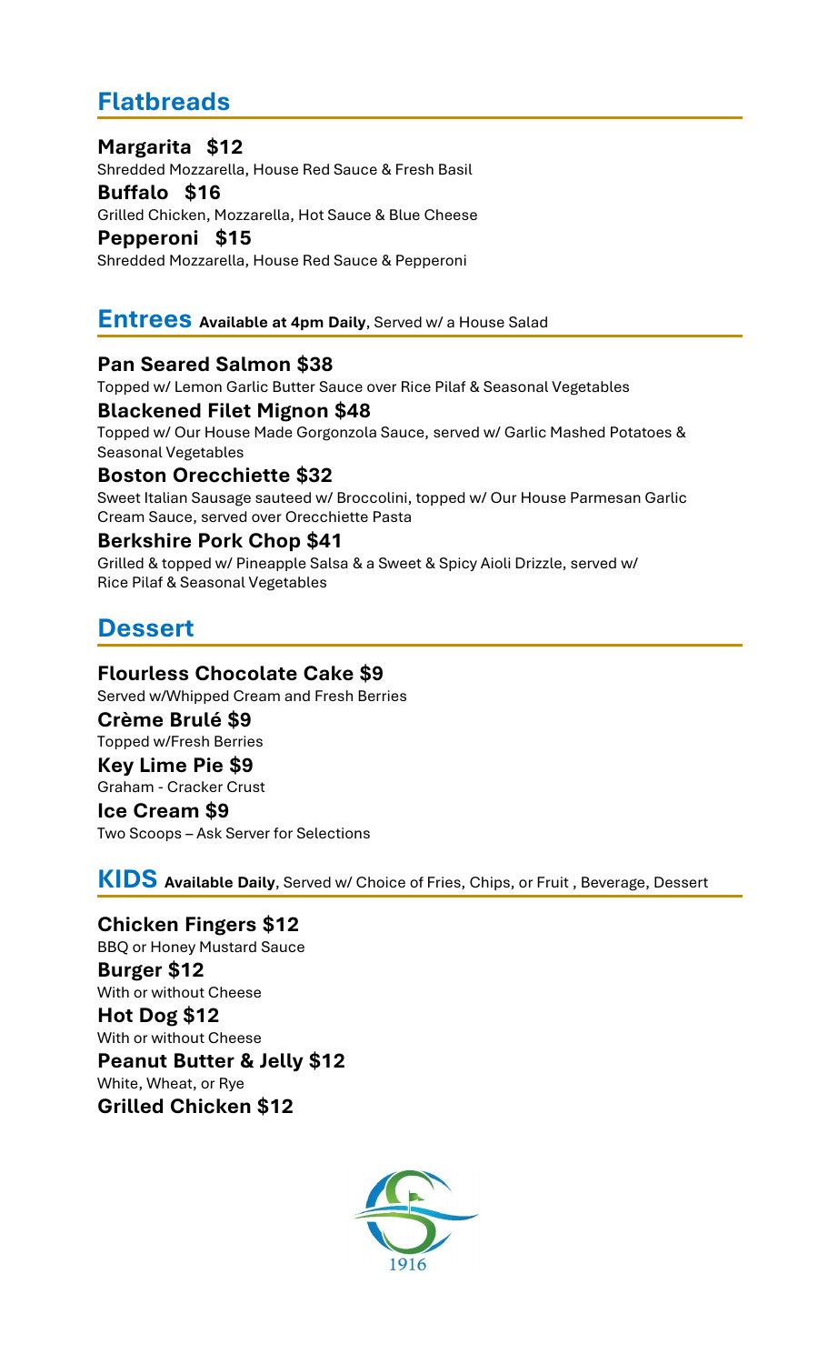## Flatbreads

**Margarita $12**
Shredded Mozzarella, House Red Sauce & Fresh Basil

**Buffalo $16**
Grilled Chicken, Mozzarella, Hot Sauce & Blue Cheese

**Pepperoni $15**
Shredded Mozzarella, House Red Sauce & Pepperoni

## Entrees **Available at 4pm Daily**, Served w/ a House Salad

**Pan Seared Salmon $38**
Topped w/ Lemon Garlic Butter Sauce over Rice Pilaf & Seasonal Vegetables

**Blackened Filet Mignon $48**
Topped w/ Our House Made Gorgonzola Sauce, served w/ Garlic Mashed Potatoes & Seasonal Vegetables

**Boston Orecchiette $32**
Sweet Italian Sausage sauteed w/ Broccolini, topped w/ Our House Parmesan Garlic Cream Sauce, served over Orecchiette Pasta

**Berkshire Pork Chop $41**
Grilled & topped w/ Pineapple Salsa & a Sweet & Spicy Aioli Drizzle, served w/ Rice Pilaf & Seasonal Vegetables

## Dessert

**Flourless Chocolate Cake $9**
Served w/Whipped Cream and Fresh Berries

**Crème Brulé $9**
Topped w/Fresh Berries

**Key Lime Pie $9**
Graham - Cracker Crust

**Ice Cream $9**
Two Scoops – Ask Server for Selections

## KIDS **Available Daily**, Served w/ Choice of Fries, Chips, or Fruit , Beverage, Dessert

**Chicken Fingers $12**
BBQ or Honey Mustard Sauce

**Burger $12**
With or without Cheese

**Hot Dog $12**
With or without Cheese

**Peanut Butter & Jelly $12**
White, Wheat, or Rye

**Grilled Chicken $12**

1916